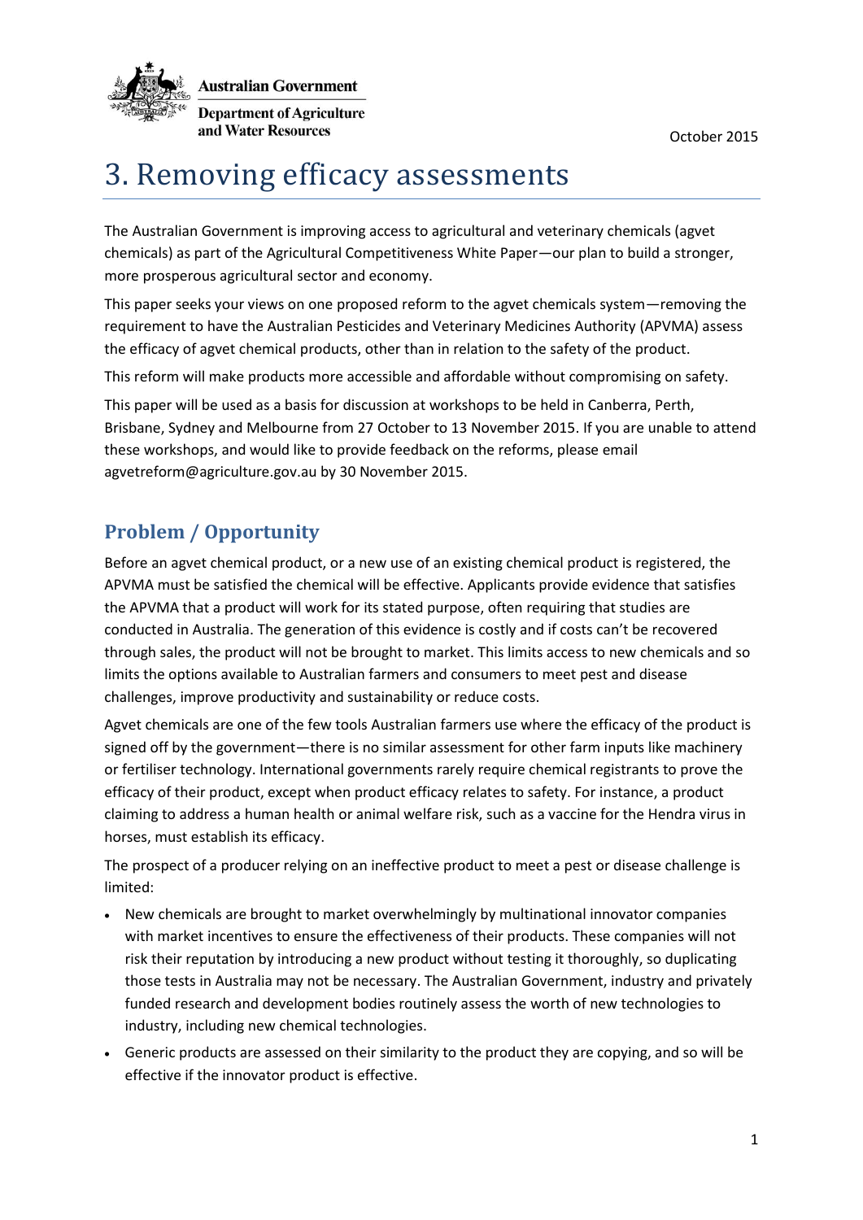Australian Government

Department of Agriculture and Water Resources

October 2015

# 3. Removing efficacy assessments

The Australian Government is improving access to agricultural and veterinary chemicals (agvet chemicals) as part of the Agricultural Competitiveness White Paper—our plan to build a stronger, more prosperous agricultural sector and economy.

This paper seeks your views on one proposed reform to the agvet chemicals system—removing the requirement to have the Australian Pesticides and Veterinary Medicines Authority (APVMA) assess the efficacy of agvet chemical products, other than in relation to the safety of the product.

This reform will make products more accessible and affordable without compromising on safety.

This paper will be used as a basis for discussion at workshops to be held in Canberra, Perth, Brisbane, Sydney and Melbourne from 27 October to 13 November 2015. If you are unable to attend these workshops, and would like to provide feedback on the reforms, please email agvetreform@agriculture.gov.au by 30 November 2015.

## Problem / Opportunity

Before an agvet chemical product, or a new use of an existing chemical product is registered, the APVMA must be satisfied the chemical will be effective. Applicants provide evidence that satisfies the APVMA that a product will work for its stated purpose, often requiring that studies are conducted in Australia. The generation of this evidence is costly and if costs can't be recovered through sales, the product will not be brought to market. This limits access to new chemicals and so limits the options available to Australian farmers and consumers to meet pest and disease challenges, improve productivity and sustainability or reduce costs.

Agvet chemicals are one of the few tools Australian farmers use where the efficacy of the product is signed off by the government—there is no similar assessment for other farm inputs like machinery or fertiliser technology. International governments rarely require chemical registrants to prove the efficacy of their product, except when product efficacy relates to safety. For instance, a product claiming to address a human health or animal welfare risk, such as a vaccine for the Hendra virus in horses, must establish its efficacy.

The prospect of a producer relying on an ineffective product to meet a pest or disease challenge is limited:

- New chemicals are brought to market overwhelmingly by multinational innovator companies with market incentives to ensure the effectiveness of their products. These companies will not risk their reputation by introducing a new product without testing it thoroughly, so duplicating those tests in Australia may not be necessary. The Australian Government, industry and privately funded research and development bodies routinely assess the worth of new technologies to industry, including new chemical technologies.
- Generic products are assessed on their similarity to the product they are copying, and so will be effective if the innovator product is effective.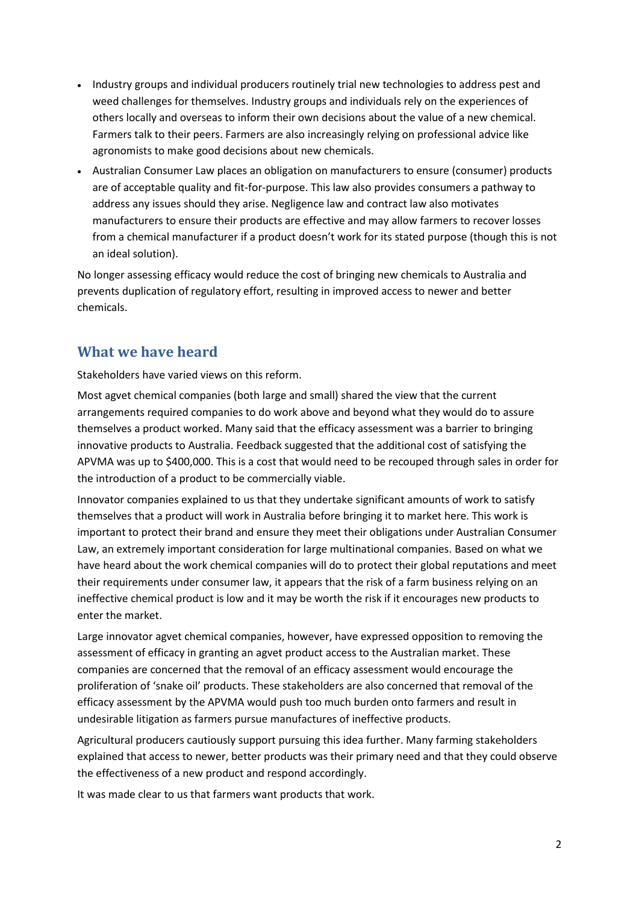- Industry groups and individual producers routinely trial new technologies to address pest and weed challenges for themselves. Industry groups and individuals rely on the experiences of others locally and overseas to inform their own decisions about the value of a new chemical. Farmers talk to their peers. Farmers are also increasingly relying on professional advice like agronomists to make good decisions about new chemicals.
- Australian Consumer Law places an obligation on manufacturers to ensure (consumer) products are of acceptable quality and fit-for-purpose. This law also provides consumers a pathway to address any issues should they arise. Negligence law and contract law also motivates manufacturers to ensure their products are effective and may allow farmers to recover losses from a chemical manufacturer if a product doesn't work for its stated purpose (though this is not an ideal solution).

No longer assessing efficacy would reduce the cost of bringing new chemicals to Australia and prevents duplication of regulatory effort, resulting in improved access to newer and better chemicals.

## What we have heard

Stakeholders have varied views on this reform.

Most agvet chemical companies (both large and small) shared the view that the current arrangements required companies to do work above and beyond what they would do to assure themselves a product worked. Many said that the efficacy assessment was a barrier to bringing innovative products to Australia. Feedback suggested that the additional cost of satisfying the APVMA was up to $400,000. This is a cost that would need to be recouped through sales in order for the introduction of a product to be commercially viable.

Innovator companies explained to us that they undertake significant amounts of work to satisfy themselves that a product will work in Australia before bringing it to market here. This work is important to protect their brand and ensure they meet their obligations under Australian Consumer Law, an extremely important consideration for large multinational companies. Based on what we have heard about the work chemical companies will do to protect their global reputations and meet their requirements under consumer law, it appears that the risk of a farm business relying on an ineffective chemical product is low and it may be worth the risk if it encourages new products to enter the market.

Large innovator agvet chemical companies, however, have expressed opposition to removing the assessment of efficacy in granting an agvet product access to the Australian market. These companies are concerned that the removal of an efficacy assessment would encourage the proliferation of 'snake oil' products. These stakeholders are also concerned that removal of the efficacy assessment by the APVMA would push too much burden onto farmers and result in undesirable litigation as farmers pursue manufactures of ineffective products.

Agricultural producers cautiously support pursuing this idea further. Many farming stakeholders explained that access to newer, better products was their primary need and that they could observe the effectiveness of a new product and respond accordingly.

It was made clear to us that farmers want products that work.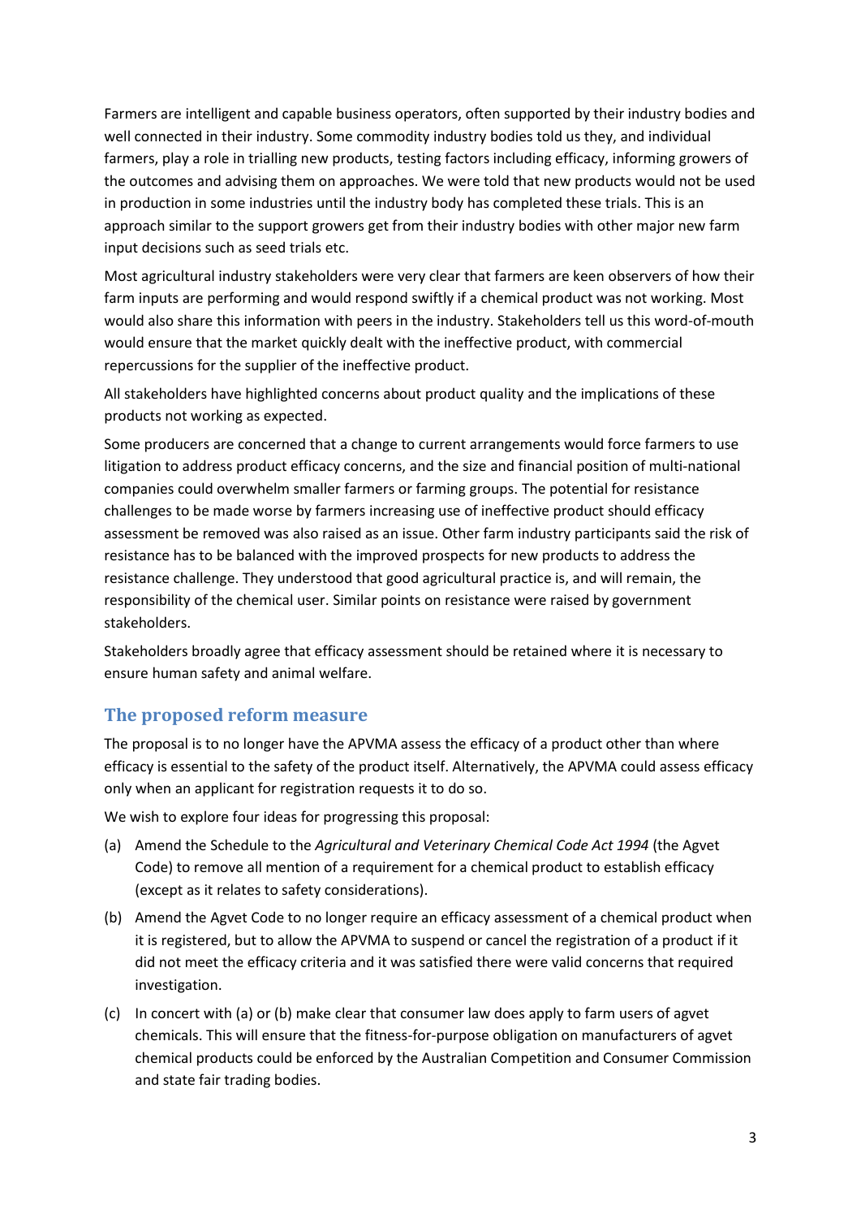Farmers are intelligent and capable business operators, often supported by their industry bodies and well connected in their industry. Some commodity industry bodies told us they, and individual farmers, play a role in trialling new products, testing factors including efficacy, informing growers of the outcomes and advising them on approaches. We were told that new products would not be used in production in some industries until the industry body has completed these trials. This is an approach similar to the support growers get from their industry bodies with other major new farm input decisions such as seed trials etc.

Most agricultural industry stakeholders were very clear that farmers are keen observers of how their farm inputs are performing and would respond swiftly if a chemical product was not working. Most would also share this information with peers in the industry. Stakeholders tell us this word-of-mouth would ensure that the market quickly dealt with the ineffective product, with commercial repercussions for the supplier of the ineffective product.

All stakeholders have highlighted concerns about product quality and the implications of these products not working as expected.

Some producers are concerned that a change to current arrangements would force farmers to use litigation to address product efficacy concerns, and the size and financial position of multi-national companies could overwhelm smaller farmers or farming groups. The potential for resistance challenges to be made worse by farmers increasing use of ineffective product should efficacy assessment be removed was also raised as an issue. Other farm industry participants said the risk of resistance has to be balanced with the improved prospects for new products to address the resistance challenge. They understood that good agricultural practice is, and will remain, the responsibility of the chemical user. Similar points on resistance were raised by government stakeholders.

Stakeholders broadly agree that efficacy assessment should be retained where it is necessary to ensure human safety and animal welfare.

## The proposed reform measure

The proposal is to no longer have the APVMA assess the efficacy of a product other than where efficacy is essential to the safety of the product itself. Alternatively, the APVMA could assess efficacy only when an applicant for registration requests it to do so.

We wish to explore four ideas for progressing this proposal:

(a) Amend the Schedule to the *Agricultural and Veterinary Chemical Code Act 1994* (the Agvet Code) to remove all mention of a requirement for a chemical product to establish efficacy (except as it relates to safety considerations).

(b) Amend the Agvet Code to no longer require an efficacy assessment of a chemical product when it is registered, but to allow the APVMA to suspend or cancel the registration of a product if it did not meet the efficacy criteria and it was satisfied there were valid concerns that required investigation.

(c) In concert with (a) or (b) make clear that consumer law does apply to farm users of agvet chemicals. This will ensure that the fitness-for-purpose obligation on manufacturers of agvet chemical products could be enforced by the Australian Competition and Consumer Commission and state fair trading bodies.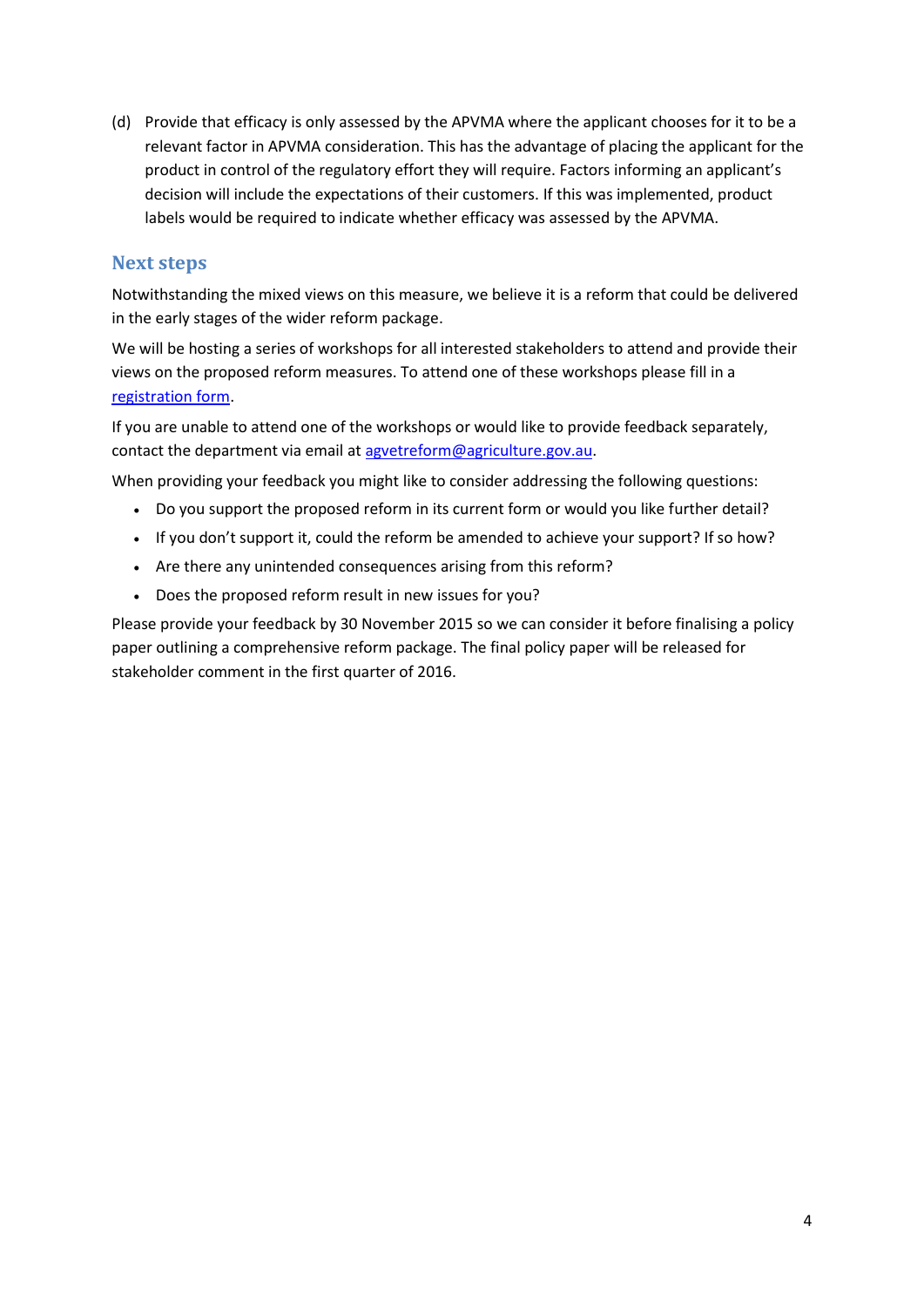(d) Provide that efficacy is only assessed by the APVMA where the applicant chooses for it to be a relevant factor in APVMA consideration. This has the advantage of placing the applicant for the product in control of the regulatory effort they will require. Factors informing an applicant's decision will include the expectations of their customers. If this was implemented, product labels would be required to indicate whether efficacy was assessed by the APVMA.

## Next steps

Notwithstanding the mixed views on this measure, we believe it is a reform that could be delivered in the early stages of the wider reform package.

We will be hosting a series of workshops for all interested stakeholders to attend and provide their views on the proposed reform measures. To attend one of these workshops please fill in a registration form.

If you are unable to attend one of the workshops or would like to provide feedback separately, contact the department via email at agvetreform@agriculture.gov.au.

When providing your feedback you might like to consider addressing the following questions:

- Do you support the proposed reform in its current form or would you like further detail?
- If you don't support it, could the reform be amended to achieve your support? If so how?
- Are there any unintended consequences arising from this reform?
- Does the proposed reform result in new issues for you?

Please provide your feedback by 30 November 2015 so we can consider it before finalising a policy paper outlining a comprehensive reform package. The final policy paper will be released for stakeholder comment in the first quarter of 2016.